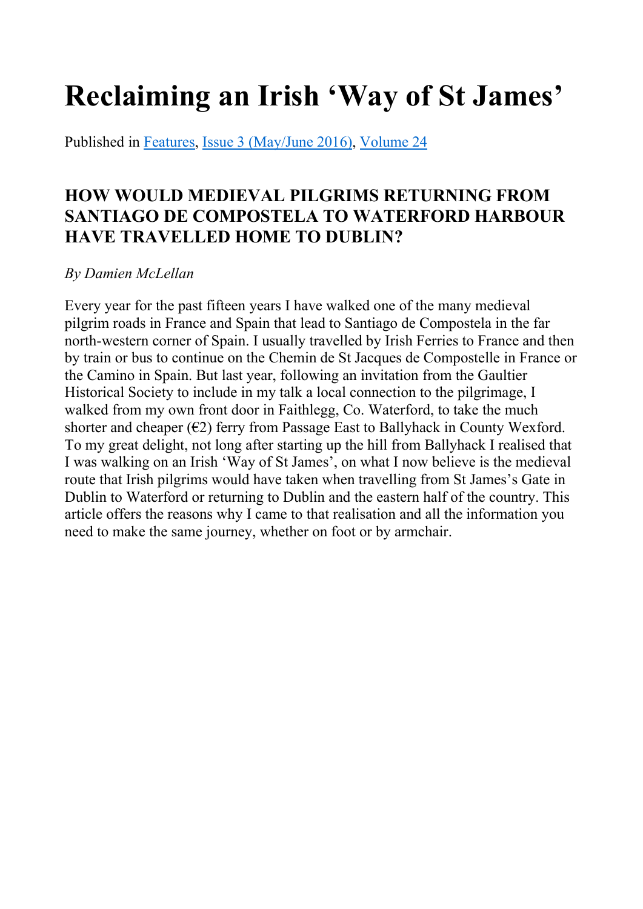# Reclaiming an Irish 'Way of St James'

Published in Features, Issue 3 (May/June 2016), Volume 24

### HOW WOULD MEDIEVAL PILGRIMS RETURNING FROM SANTIAGO DE COMPOSTELA TO WATERFORD HARBOUR HAVE TRAVELLED HOME TO DUBLIN?

*By Damien McLellan*

Every year for the past fifteen years I have walked one of the many medieval pilgrim roads in France and Spain that lead to Santiago de Compostela in the far north-western corner of Spain. I usually travelled by Irish Ferries to France and then by train or bus to continue on the Chemin de St Jacques de Compostelle in France or the Camino in Spain. But last year, following an invitation from the Gaultier Historical Society to include in my talk a local connection to the pilgrimage, I walked from my own front door in Faithlegg, Co. Waterford, to take the much shorter and cheaper (€2) ferry from Passage East to Ballyhack in County Wexford. To my great delight, not long after starting up the hill from Ballyhack I realised that I was walking on an Irish 'Way of St James', on what I now believe is the medieval route that Irish pilgrims would have taken when travelling from St James's Gate in Dublin to Waterford or returning to Dublin and the eastern half of the country. This article offers the reasons why I came to that realisation and all the information you need to make the same journey, whether on foot or by armchair.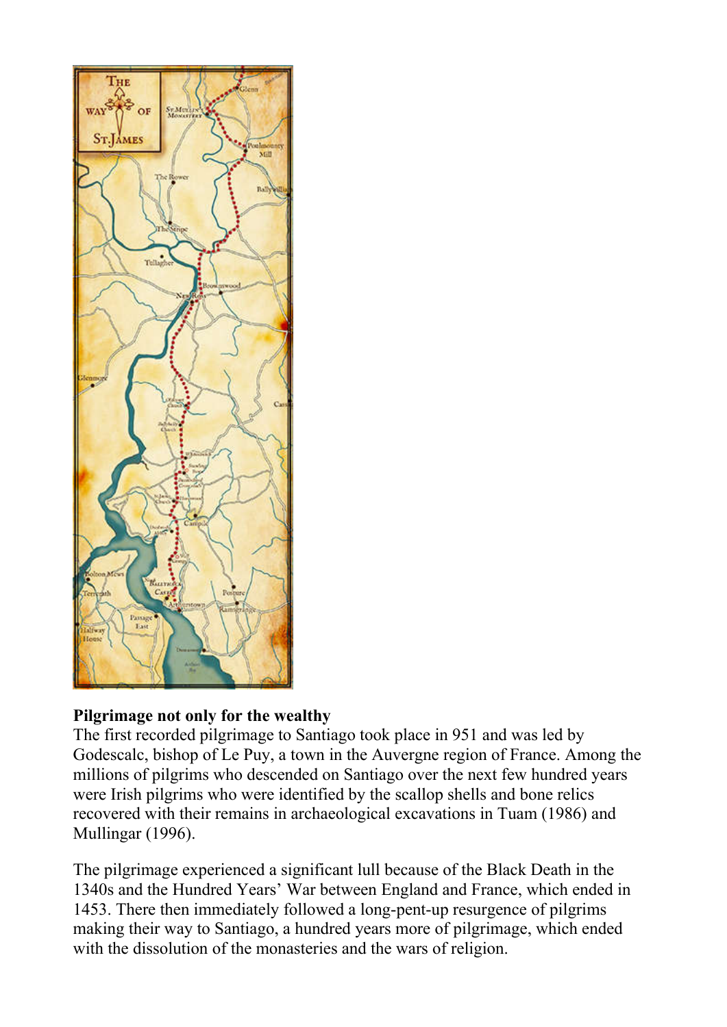**Pilgrimage not only for the wealthy**

The first recorded pilgrimage to Santiago took place in 951 and was led by Godescalc, bishop of Le Puy, a town in the Auvergne region of France. Among the millions of pilgrims who descended on Santiago over the next few hundred years were Irish pilgrims who were identified by the scallop shells and bone relics recovered with their remains in archaeological excavations in Tuam (1986) and Mullingar (1996).

The pilgrimage experienced a significant lull because of the Black Death in the 1340s and the Hundred Years' War between England and France, which ended in 1453. There then immediately followed a long-pent-up resurgence of pilgrims making their way to Santiago, a hundred years more of pilgrimage, which ended with the dissolution of the monasteries and the wars of religion.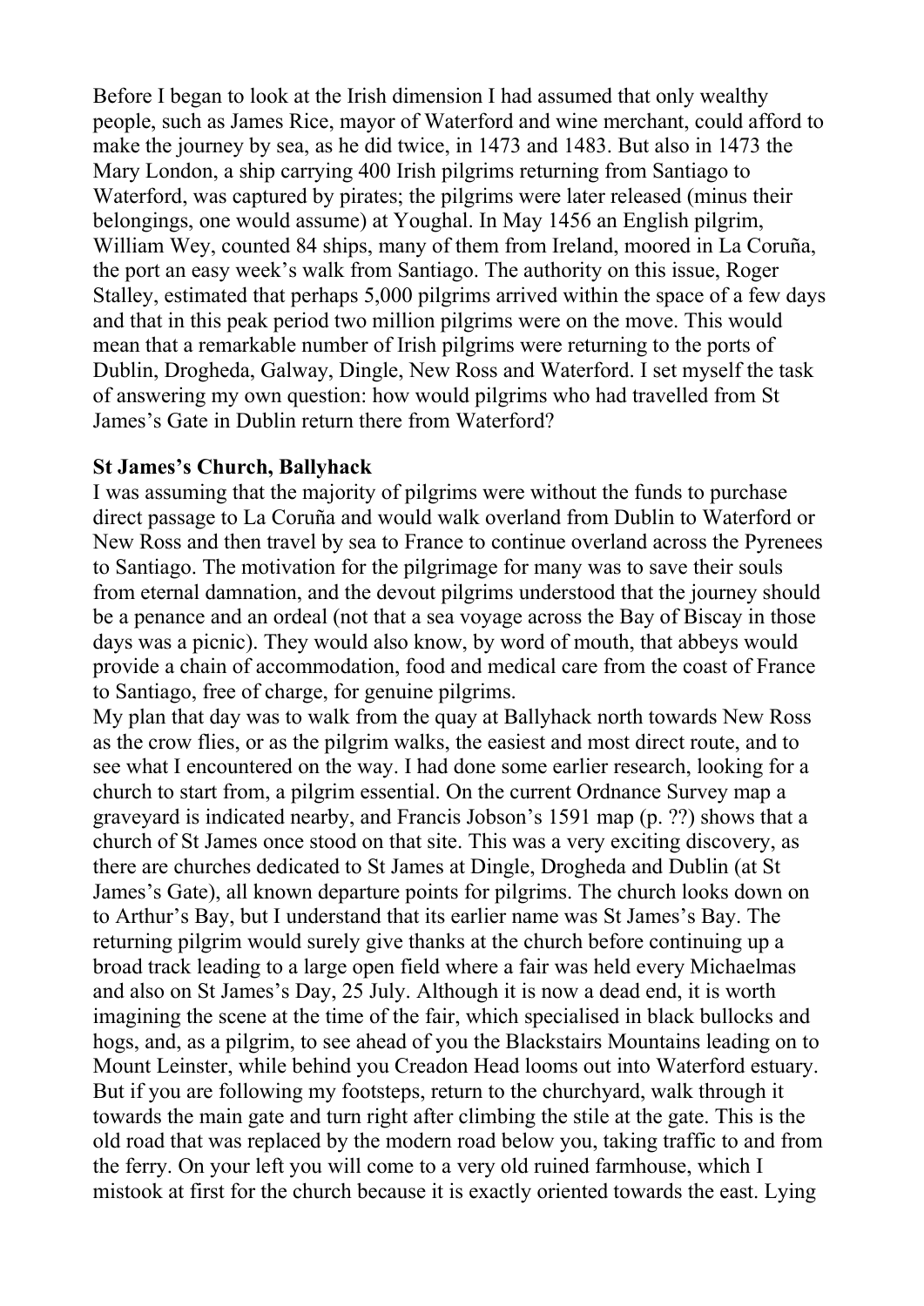Before I began to look at the Irish dimension I had assumed that only wealthy people, such as James Rice, mayor of Waterford and wine merchant, could afford to make the journey by sea, as he did twice, in 1473 and 1483. But also in 1473 the Mary London, a ship carrying 400 Irish pilgrims returning from Santiago to Waterford, was captured by pirates; the pilgrims were later released (minus their belongings, one would assume) at Youghal. In May 1456 an English pilgrim, William Wey, counted 84 ships, many of them from Ireland, moored in La Coruña, the port an easy week's walk from Santiago. The authority on this issue, Roger Stalley, estimated that perhaps 5,000 pilgrims arrived within the space of a few days and that in this peak period two million pilgrims were on the move. This would mean that a remarkable number of Irish pilgrims were returning to the ports of Dublin, Drogheda, Galway, Dingle, New Ross and Waterford. I set myself the task of answering my own question: how would pilgrims who had travelled from St James's Gate in Dublin return there from Waterford?

**St James's Church, Ballyhack**

I was assuming that the majority of pilgrims were without the funds to purchase direct passage to La Coruña and would walk overland from Dublin to Waterford or New Ross and then travel by sea to France to continue overland across the Pyrenees to Santiago. The motivation for the pilgrimage for many was to save their souls from eternal damnation, and the devout pilgrims understood that the journey should be a penance and an ordeal (not that a sea voyage across the Bay of Biscay in those days was a picnic). They would also know, by word of mouth, that abbeys would provide a chain of accommodation, food and medical care from the coast of France to Santiago, free of charge, for genuine pilgrims.

My plan that day was to walk from the quay at Ballyhack north towards New Ross as the crow flies, or as the pilgrim walks, the easiest and most direct route, and to see what I encountered on the way. I had done some earlier research, looking for a church to start from, a pilgrim essential. On the current Ordnance Survey map a graveyard is indicated nearby, and Francis Jobson's 1591 map (p. ??) shows that a church of St James once stood on that site. This was a very exciting discovery, as there are churches dedicated to St James at Dingle, Drogheda and Dublin (at St James's Gate), all known departure points for pilgrims. The church looks down on to Arthur's Bay, but I understand that its earlier name was St James's Bay. The returning pilgrim would surely give thanks at the church before continuing up a broad track leading to a large open field where a fair was held every Michaelmas and also on St James's Day, 25 July. Although it is now a dead end, it is worth imagining the scene at the time of the fair, which specialised in black bullocks and hogs, and, as a pilgrim, to see ahead of you the Blackstairs Mountains leading on to Mount Leinster, while behind you Creadon Head looms out into Waterford estuary. But if you are following my footsteps, return to the churchyard, walk through it towards the main gate and turn right after climbing the stile at the gate. This is the old road that was replaced by the modern road below you, taking traffic to and from the ferry. On your left you will come to a very old ruined farmhouse, which I mistook at first for the church because it is exactly oriented towards the east. Lying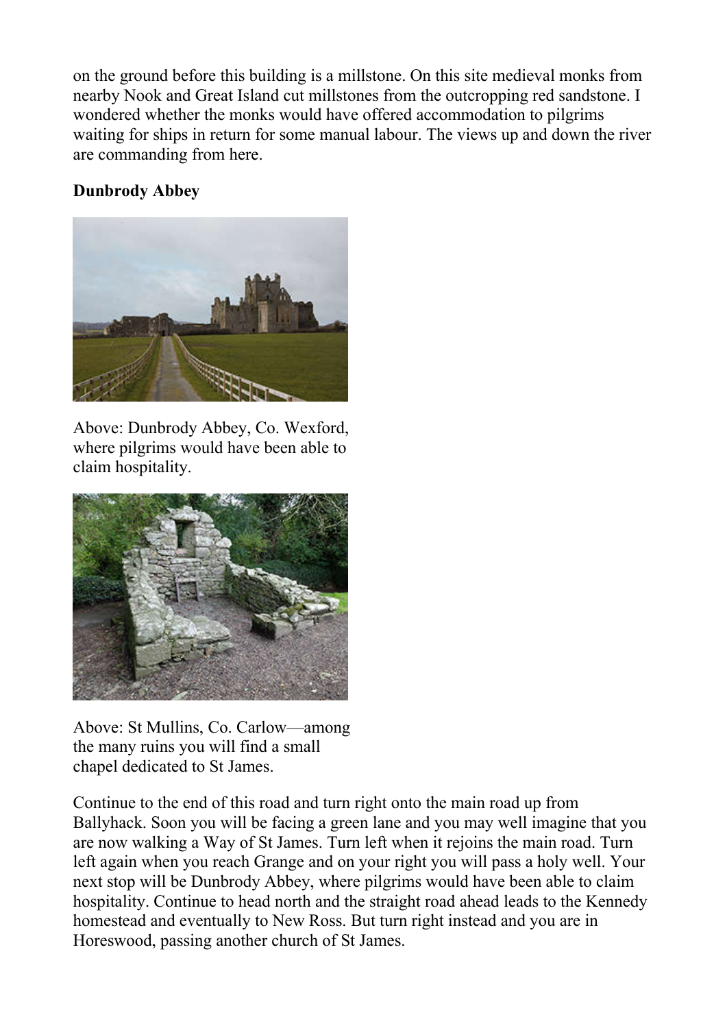on the ground before this building is a millstone. On this site medieval monks from nearby Nook and Great Island cut millstones from the outcropping red sandstone. I wondered whether the monks would have offered accommodation to pilgrims waiting for ships in return for some manual labour. The views up and down the river are commanding from here.

**Dunbrody Abbey**

Above: Dunbrody Abbey, Co. Wexford, where pilgrims would have been able to claim hospitality.

Above: St Mullins, Co. Carlow—among the many ruins you will find a small chapel dedicated to St James.

Continue to the end of this road and turn right onto the main road up from Ballyhack. Soon you will be facing a green lane and you may well imagine that you are now walking a Way of St James. Turn left when it rejoins the main road. Turn left again when you reach Grange and on your right you will pass a holy well. Your next stop will be Dunbrody Abbey, where pilgrims would have been able to claim hospitality. Continue to head north and the straight road ahead leads to the Kennedy homestead and eventually to New Ross. But turn right instead and you are in Horeswood, passing another church of St James.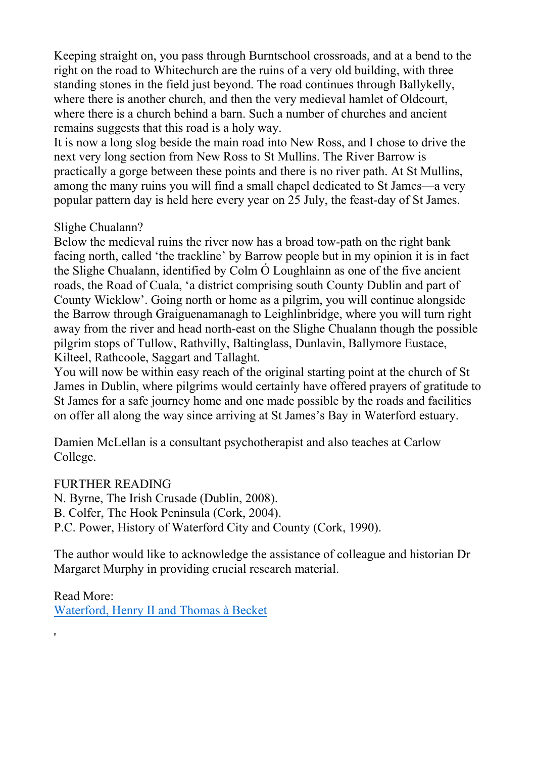Keeping straight on, you pass through Burntschool crossroads, and at a bend to the right on the road to Whitechurch are the ruins of a very old building, with three standing stones in the field just beyond. The road continues through Ballykelly, where there is another church, and then the very medieval hamlet of Oldcourt, where there is a church behind a barn. Such a number of churches and ancient remains suggests that this road is a holy way.

It is now a long slog beside the main road into New Ross, and I chose to drive the next very long section from New Ross to St Mullins. The River Barrow is practically a gorge between these points and there is no river path. At St Mullins, among the many ruins you will find a small chapel dedicated to St James—a very popular pattern day is held here every year on 25 July, the feast-day of St James.

## Slighe Chualann?

Below the medieval ruins the river now has a broad tow-path on the right bank facing north, called 'the trackline' by Barrow people but in my opinion it is in fact the Slighe Chualann, identified by Colm Ó Loughlainn as one of the five ancient roads, the Road of Cuala, 'a district comprising south County Dublin and part of County Wicklow'. Going north or home as a pilgrim, you will continue alongside the Barrow through Graiguenamanagh to Leighlinbridge, where you will turn right away from the river and head north-east on the Slighe Chualann though the possible pilgrim stops of Tullow, Rathvilly, Baltinglass, Dunlavin, Ballymore Eustace, Kilteel, Rathcoole, Saggart and Tallaght.

You will now be within easy reach of the original starting point at the church of St James in Dublin, where pilgrims would certainly have offered prayers of gratitude to St James for a safe journey home and one made possible by the roads and facilities on offer all along the way since arriving at St James's Bay in Waterford estuary.

Damien McLellan is a consultant psychotherapist and also teaches at Carlow College.

FURTHER READING

N. Byrne, The Irish Crusade (Dublin, 2008).

B. Colfer, The Hook Peninsula (Cork, 2004).

P.C. Power, History of Waterford City and County (Cork, 1990).

The author would like to acknowledge the assistance of colleague and historian Dr Margaret Murphy in providing crucial research material.

Read More:

Waterford, Henry II and Thomas à Becket